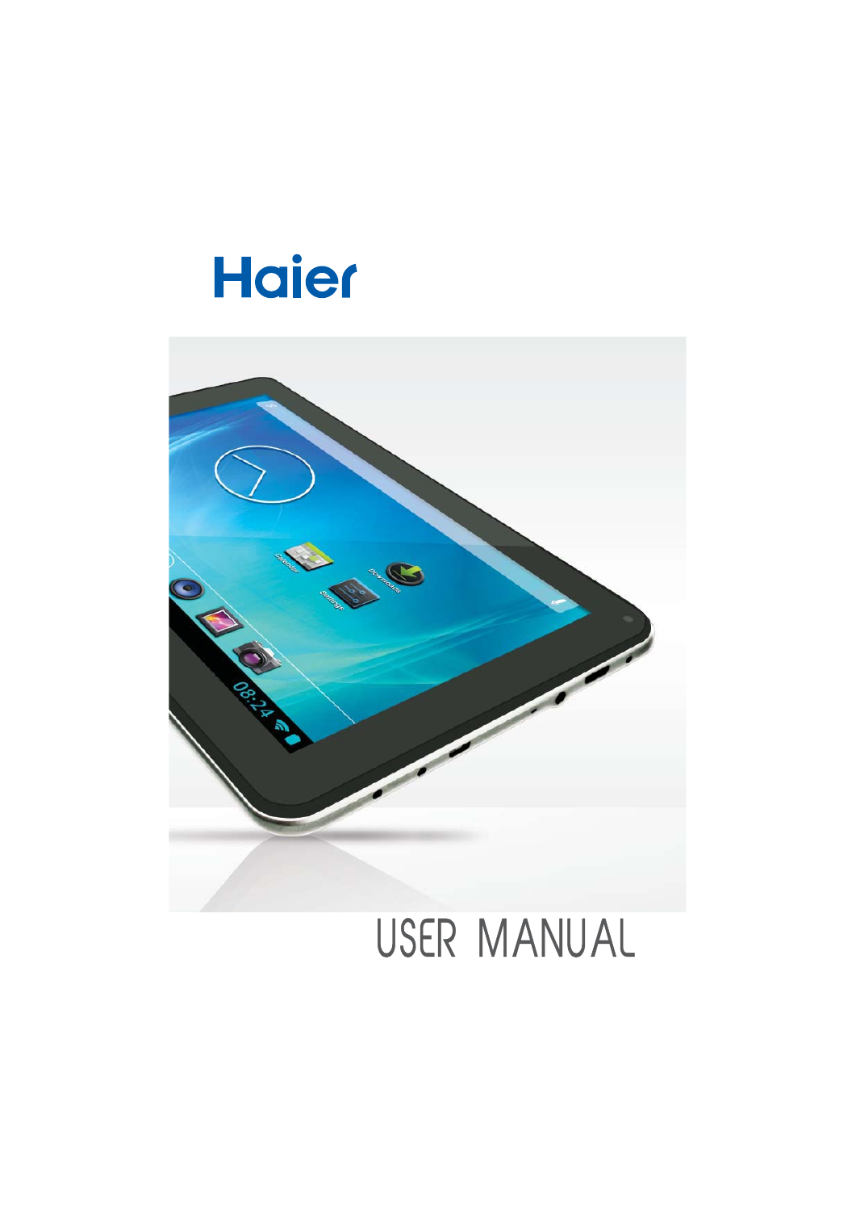# Haier

# USER MANUAL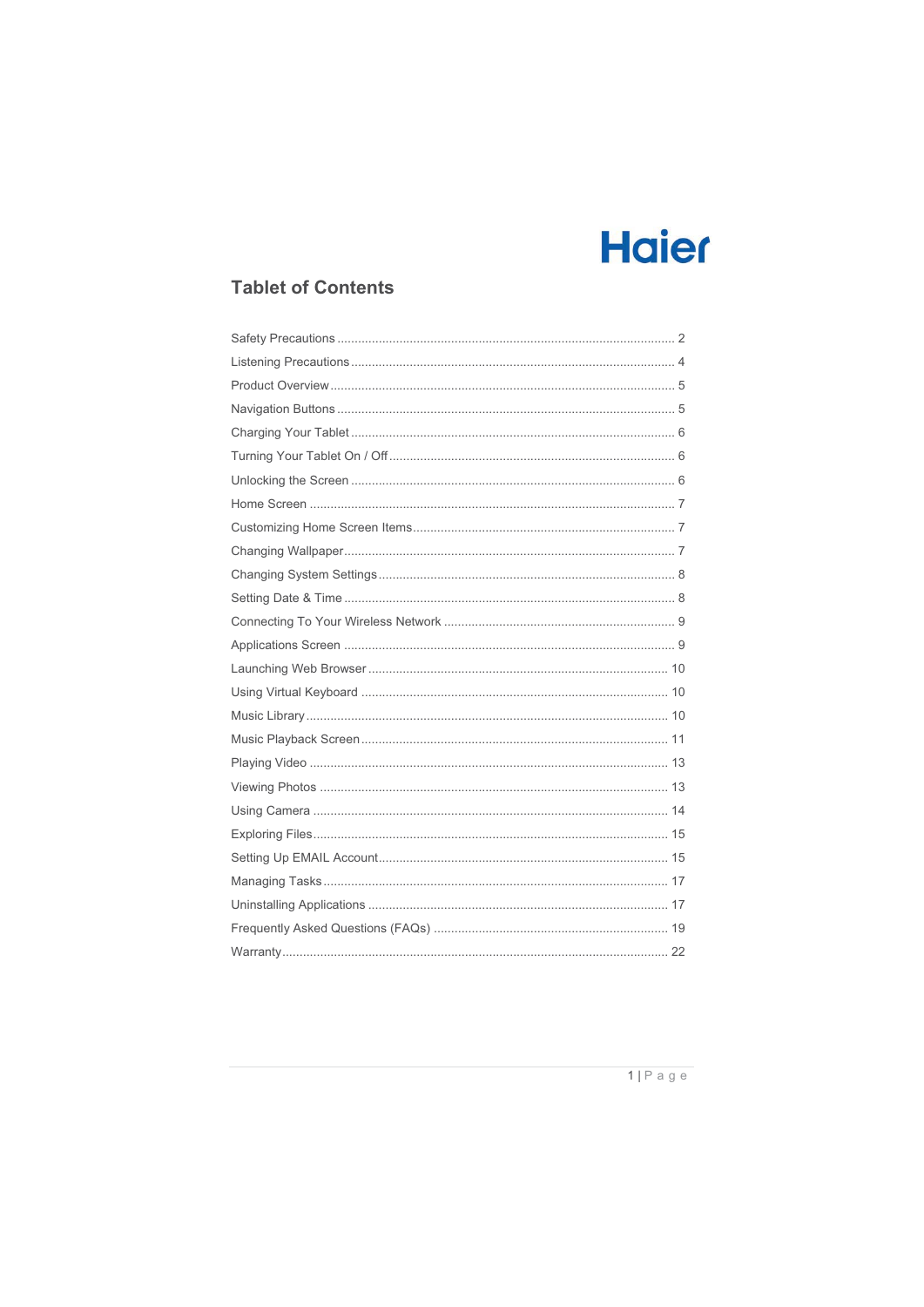Haier

## Tablet of Contents

Safety Precautions ........................................................................................ 2

Listening Precautions ..................................................................................... 4

Product Overview ........................................................................................... 5

Navigation Buttons ......................................................................................... 5

Charging Your Tablet ..................................................................................... 6

Turning Your Tablet On / Off .......................................................................... 6

Unlocking the Screen ..................................................................................... 6

Home Screen ................................................................................................. 7

Customizing Home Screen Items .................................................................... 7

Changing Wallpaper ....................................................................................... 7

Changing System Settings .............................................................................. 8

Setting Date & Time ....................................................................................... 8

Connecting To Your Wireless Network ............................................................ 9

Applications Screen ....................................................................................... 9

Launching Web Browser ............................................................................... 10

Using Virtual Keyboard ................................................................................. 10

Music Library ............................................................................................... 10

Music Playback Screen ................................................................................. 11

Playing Video ............................................................................................... 13

Viewing Photos ............................................................................................ 13

Using Camera ............................................................................................... 14

Exploring Files .............................................................................................. 15

Setting Up EMAIL Account ............................................................................ 15

Managing Tasks ........................................................................................... 17

Uninstalling Applications ............................................................................... 17

Frequently Asked Questions (FAQs) ............................................................. 19

Warranty ...................................................................................................... 22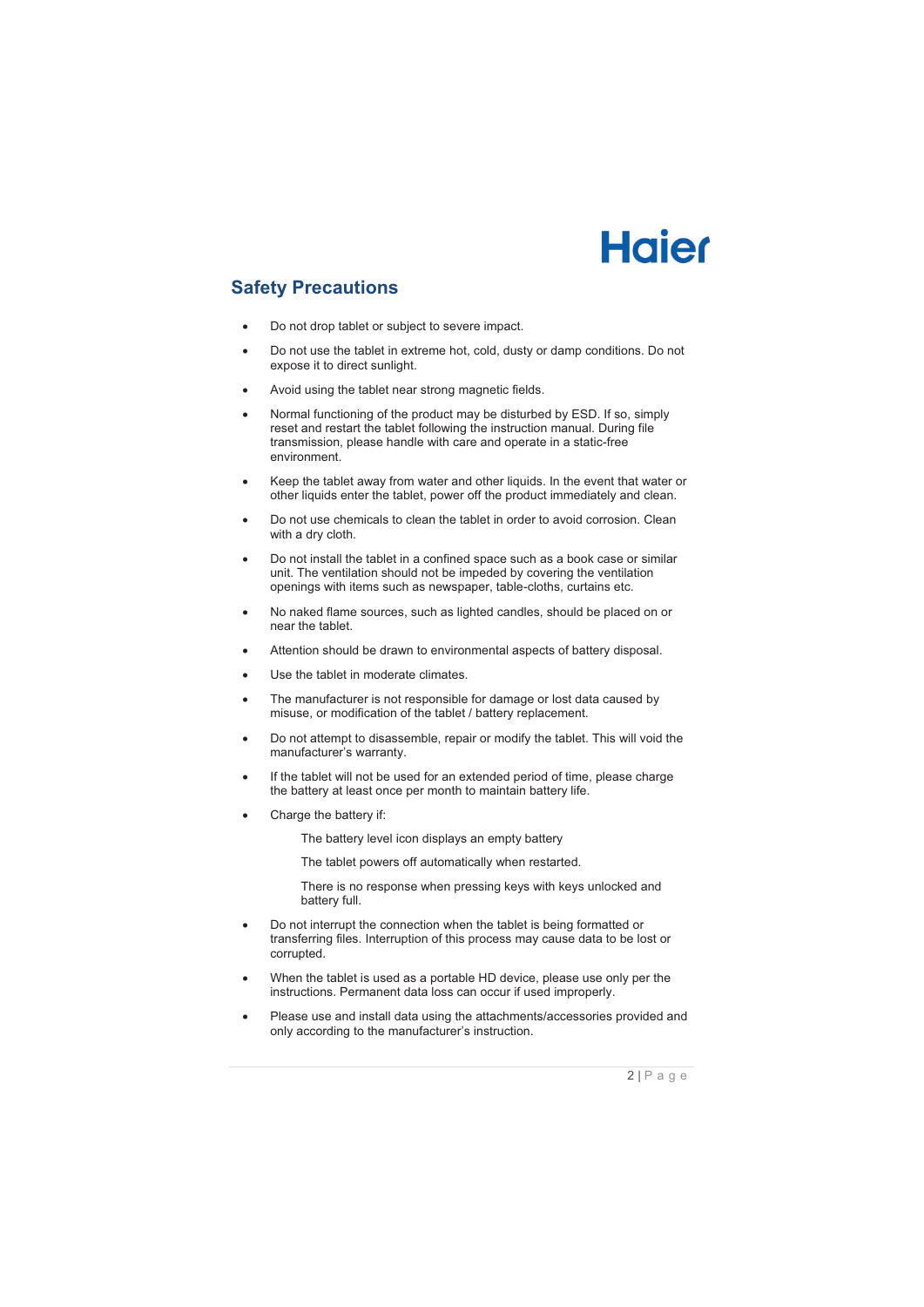## Safety Precautions

- Do not drop tablet or subject to severe impact.
- Do not use the tablet in extreme hot, cold, dusty or damp conditions. Do not expose it to direct sunlight.
- Avoid using the tablet near strong magnetic fields.
- Normal functioning of the product may be disturbed by ESD. If so, simply reset and restart the tablet following the instruction manual. During file transmission, please handle with care and operate in a static-free environment.
- Keep the tablet away from water and other liquids. In the event that water or other liquids enter the tablet, power off the product immediately and clean.
- Do not use chemicals to clean the tablet in order to avoid corrosion. Clean with a dry cloth.
- Do not install the tablet in a confined space such as a book case or similar unit. The ventilation should not be impeded by covering the ventilation openings with items such as newspaper, table-cloths, curtains etc.
- No naked flame sources, such as lighted candles, should be placed on or near the tablet.
- Attention should be drawn to environmental aspects of battery disposal.
- Use the tablet in moderate climates.
- The manufacturer is not responsible for damage or lost data caused by misuse, or modification of the tablet / battery replacement.
- Do not attempt to disassemble, repair or modify the tablet. This will void the manufacturer's warranty.
- If the tablet will not be used for an extended period of time, please charge the battery at least once per month to maintain battery life.
- Charge the battery if:

  The battery level icon displays an empty battery

  The tablet powers off automatically when restarted.

  There is no response when pressing keys with keys unlocked and battery full.

- Do not interrupt the connection when the tablet is being formatted or transferring files. Interruption of this process may cause data to be lost or corrupted.
- When the tablet is used as a portable HD device, please use only per the instructions. Permanent data loss can occur if used improperly.
- Please use and install data using the attachments/accessories provided and only according to the manufacturer's instruction.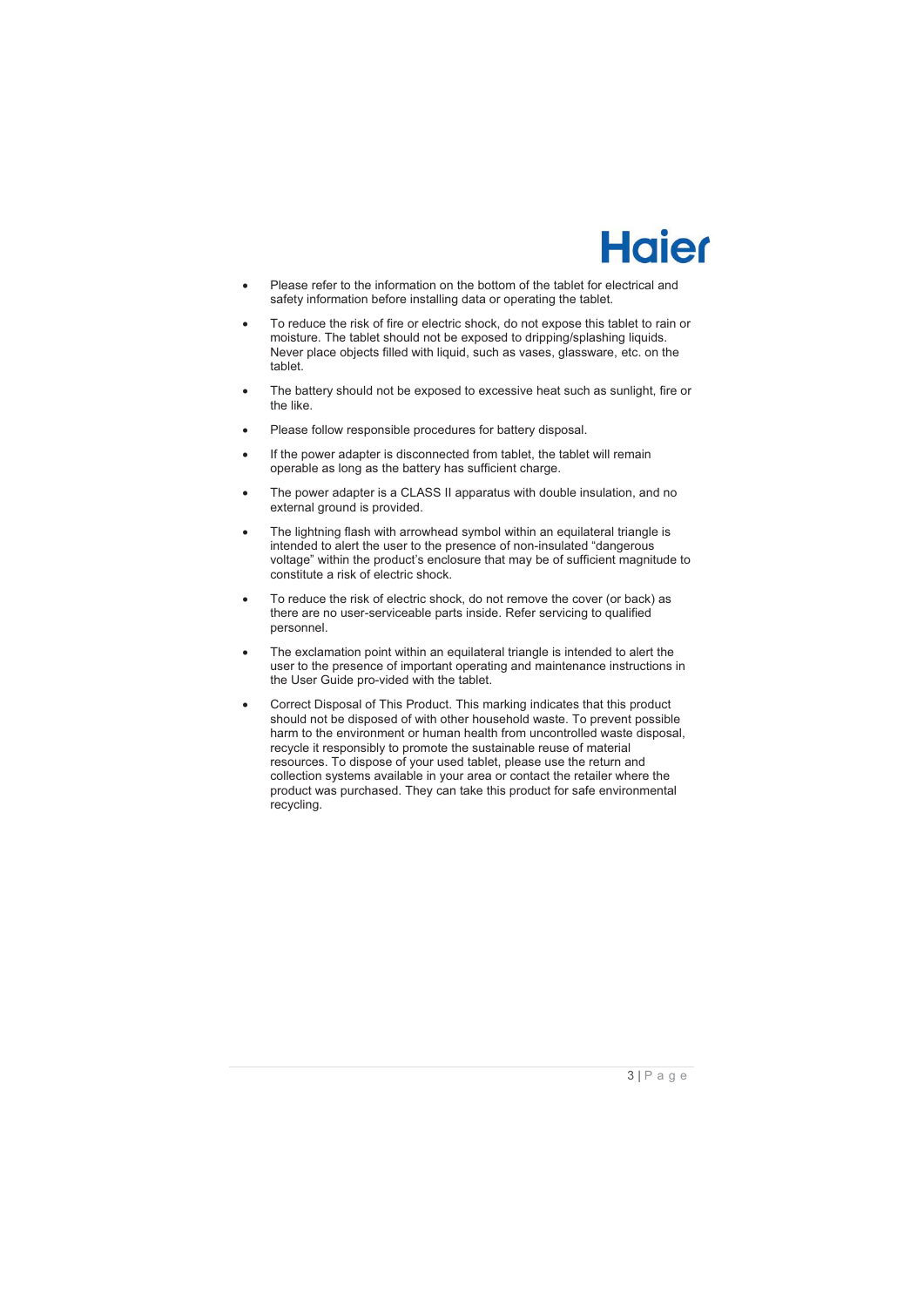- Please refer to the information on the bottom of the tablet for electrical and safety information before installing data or operating the tablet.
- To reduce the risk of fire or electric shock, do not expose this tablet to rain or moisture. The tablet should not be exposed to dripping/splashing liquids. Never place objects filled with liquid, such as vases, glassware, etc. on the tablet.
- The battery should not be exposed to excessive heat such as sunlight, fire or the like.
- Please follow responsible procedures for battery disposal.
- If the power adapter is disconnected from tablet, the tablet will remain operable as long as the battery has sufficient charge.
- The power adapter is a CLASS II apparatus with double insulation, and no external ground is provided.
- The lightning flash with arrowhead symbol within an equilateral triangle is intended to alert the user to the presence of non-insulated "dangerous voltage" within the product's enclosure that may be of sufficient magnitude to constitute a risk of electric shock.
- To reduce the risk of electric shock, do not remove the cover (or back) as there are no user-serviceable parts inside. Refer servicing to qualified personnel.
- The exclamation point within an equilateral triangle is intended to alert the user to the presence of important operating and maintenance instructions in the User Guide pro-vided with the tablet.
- Correct Disposal of This Product. This marking indicates that this product should not be disposed of with other household waste. To prevent possible harm to the environment or human health from uncontrolled waste disposal, recycle it responsibly to promote the sustainable reuse of material resources. To dispose of your used tablet, please use the return and collection systems available in your area or contact the retailer where the product was purchased. They can take this product for safe environmental recycling.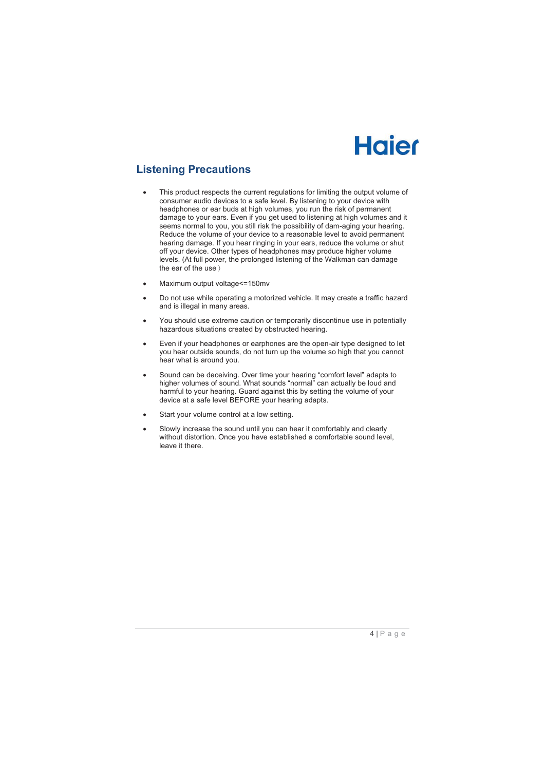## Listening Precautions

- This product respects the current regulations for limiting the output volume of consumer audio devices to a safe level. By listening to your device with headphones or ear buds at high volumes, you run the risk of permanent damage to your ears. Even if you get used to listening at high volumes and it seems normal to you, you still risk the possibility of dam-aging your hearing. Reduce the volume of your device to a reasonable level to avoid permanent hearing damage. If you hear ringing in your ears, reduce the volume or shut off your device. Other types of headphones may produce higher volume levels. (At full power, the prolonged listening of the Walkman can damage the ear of the use）

- Maximum output voltage<=150mv

- Do not use while operating a motorized vehicle. It may create a traffic hazard and is illegal in many areas.

- You should use extreme caution or temporarily discontinue use in potentially hazardous situations created by obstructed hearing.

- Even if your headphones or earphones are the open-air type designed to let you hear outside sounds, do not turn up the volume so high that you cannot hear what is around you.

- Sound can be deceiving. Over time your hearing “comfort level” adapts to higher volumes of sound. What sounds “normal” can actually be loud and harmful to your hearing. Guard against this by setting the volume of your device at a safe level BEFORE your hearing adapts.

- Start your volume control at a low setting.

- Slowly increase the sound until you can hear it comfortably and clearly without distortion. Once you have established a comfortable sound level, leave it there.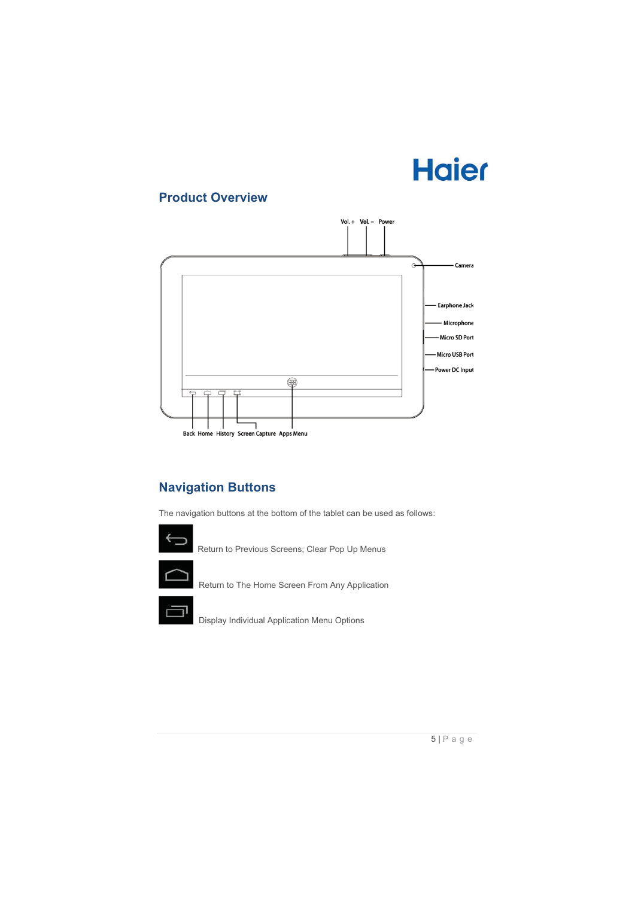Haier

## Product Overview

Vol. + Vol. – Power

Camera

Earphone Jack

Microphone

Micro SD Port

Micro USB Port

Power DC Input

Back Home History Screen Capture Apps Menu

## Navigation Buttons

The navigation buttons at the bottom of the tablet can be used as follows:

Return to Previous Screens; Clear Pop Up Menus

Return to The Home Screen From Any Application

Display Individual Application Menu Options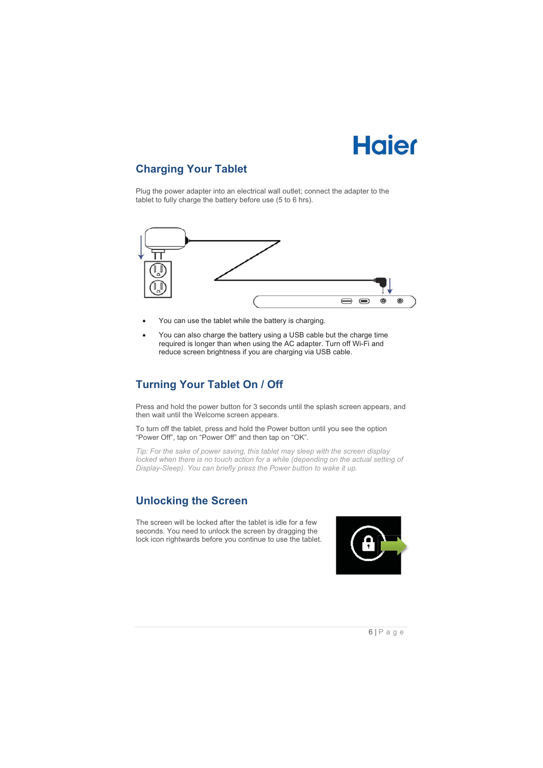## Charging Your Tablet

Plug the power adapter into an electrical wall outlet; connect the adapter to the tablet to fully charge the battery before use (5 to 6 hrs).

- You can use the tablet while the battery is charging.
- You can also charge the battery using a USB cable but the charge time required is longer than when using the AC adapter. Turn off Wi-Fi and reduce screen brightness if you are charging via USB cable.

## Turning Your Tablet On / Off

Press and hold the power button for 3 seconds until the splash screen appears, and then wait until the Welcome screen appears.

To turn off the tablet, press and hold the Power button until you see the option "Power Off", tap on "Power Off" and then tap on "OK".

*Tip: For the sake of power saving, this tablet may sleep with the screen display locked when there is no touch action for a while (depending on the actual setting of Display-Sleep). You can briefly press the Power button to wake it up.*

## Unlocking the Screen

The screen will be locked after the tablet is idle for a few seconds. You need to unlock the screen by dragging the lock icon rightwards before you continue to use the tablet.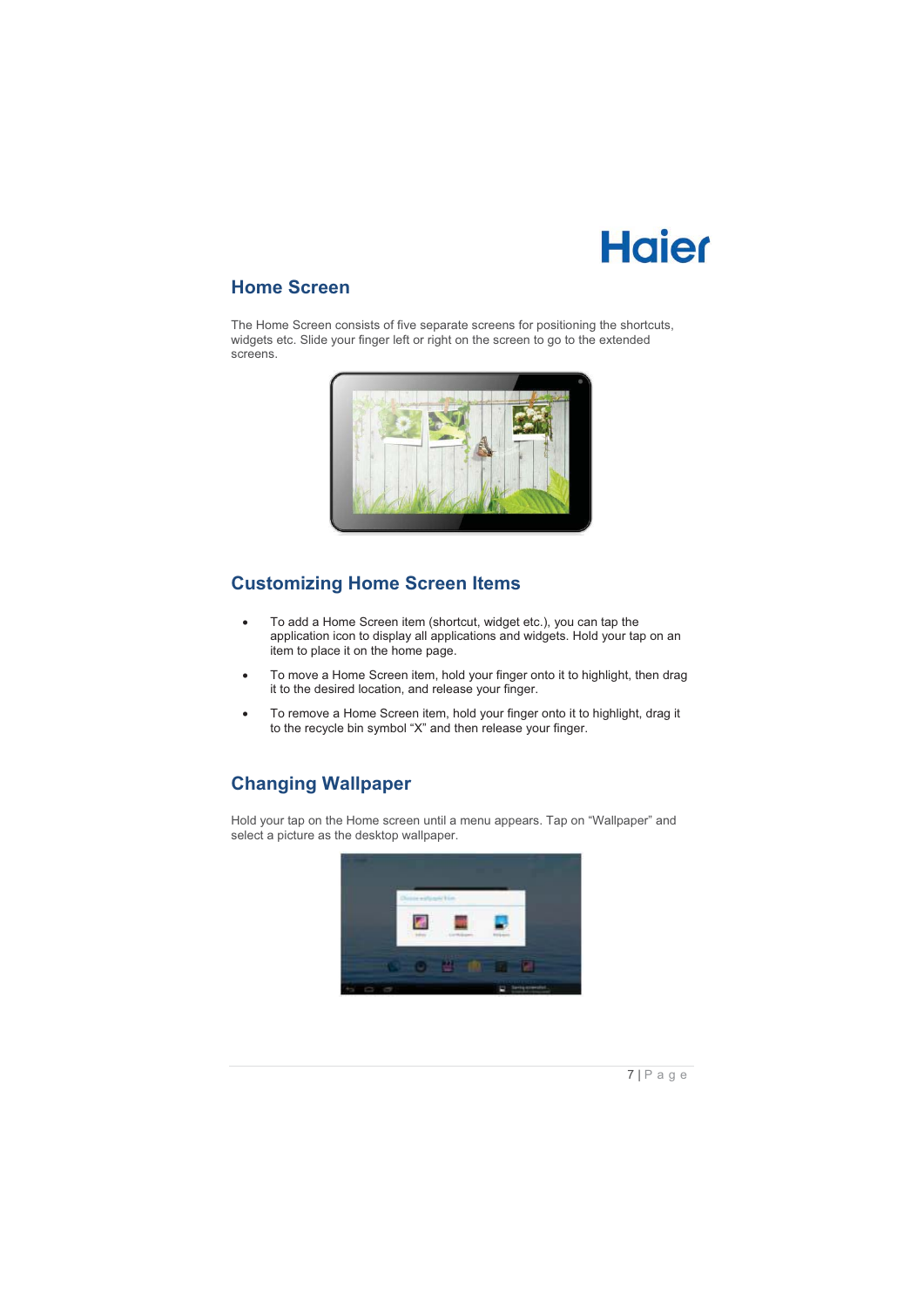## Home Screen

The Home Screen consists of five separate screens for positioning the shortcuts, widgets etc. Slide your finger left or right on the screen to go to the extended screens.

## Customizing Home Screen Items

- To add a Home Screen item (shortcut, widget etc.), you can tap the application icon to display all applications and widgets. Hold your tap on an item to place it on the home page.
- To move a Home Screen item, hold your finger onto it to highlight, then drag it to the desired location, and release your finger.
- To remove a Home Screen item, hold your finger onto it to highlight, drag it to the recycle bin symbol "X" and then release your finger.

## Changing Wallpaper

Hold your tap on the Home screen until a menu appears. Tap on "Wallpaper" and select a picture as the desktop wallpaper.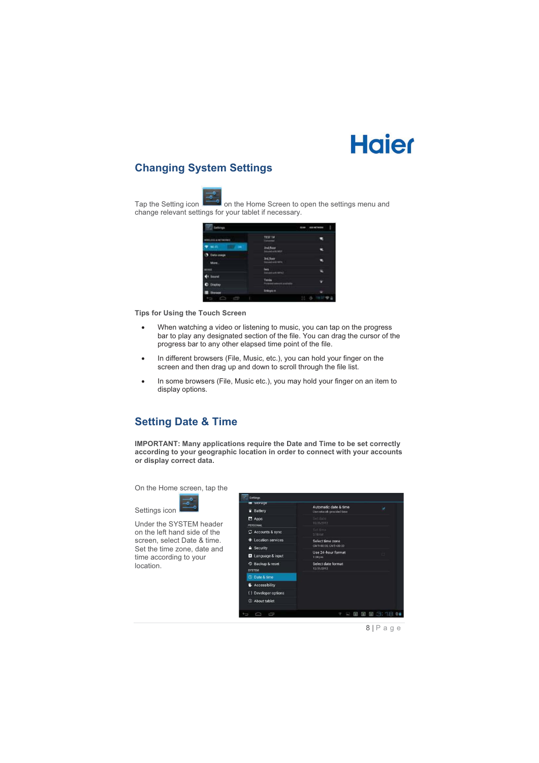## Changing System Settings

Tap the Setting icon on the Home Screen to open the settings menu and change relevant settings for your tablet if necessary.

### Tips for Using the Touch Screen

- When watching a video or listening to music, you can tap on the progress bar to play any designated section of the file. You can drag the cursor of the progress bar to any other elapsed time point of the file.
- In different browsers (File, Music, etc.), you can hold your finger on the screen and then drag up and down to scroll through the file list.
- In some browsers (File, Music etc.), you may hold your finger on an item to display options.

## Setting Date & Time

**IMPORTANT: Many applications require the Date and Time to be set correctly according to your geographic location in order to connect with your accounts or display correct data.**

On the Home screen, tap the Settings icon

Under the SYSTEM header on the left hand side of the screen, select Date & time. Set the time zone, date and time according to your location.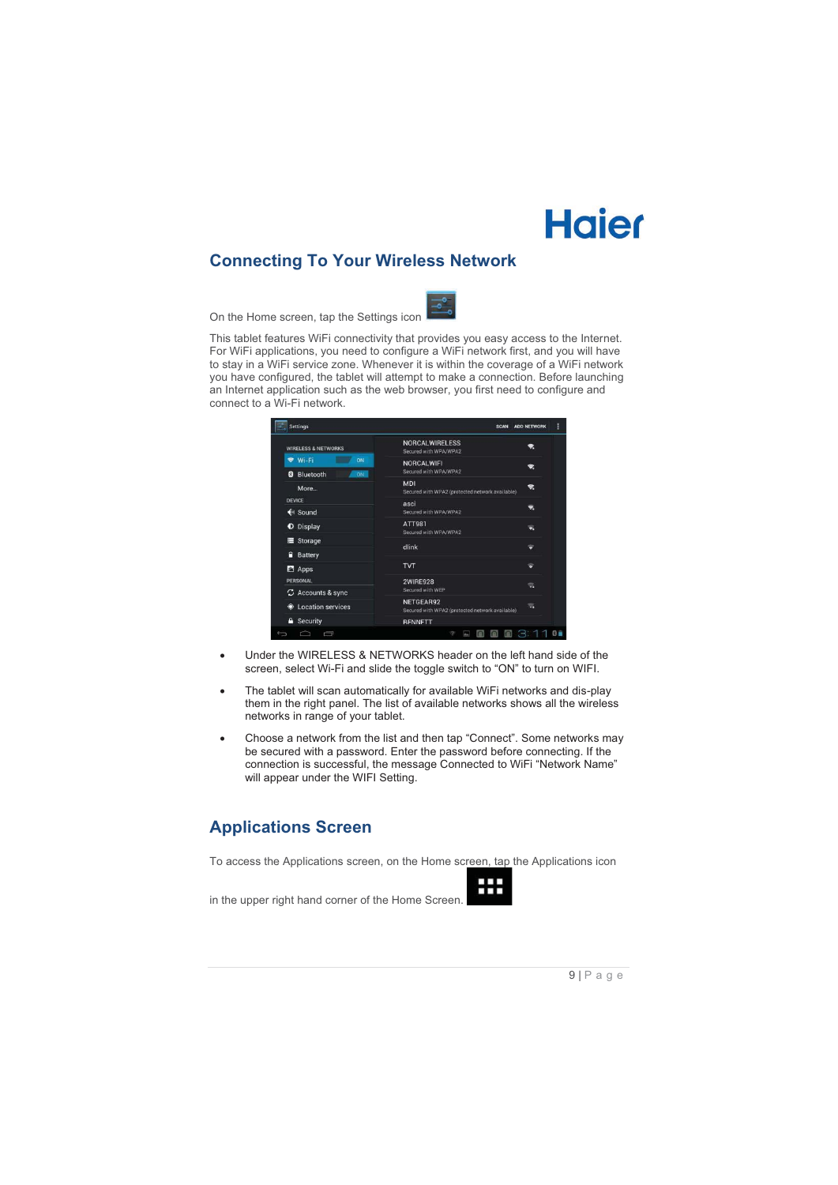## Connecting To Your Wireless Network

On the Home screen, tap the Settings icon

This tablet features WiFi connectivity that provides you easy access to the Internet. For WiFi applications, you need to configure a WiFi network first, and you will have to stay in a WiFi service zone. Whenever it is within the coverage of a WiFi network you have configured, the tablet will attempt to make a connection. Before launching an Internet application such as the web browser, you first need to configure and connect to a Wi-Fi network.

- Under the WIRELESS & NETWORKS header on the left hand side of the screen, select Wi-Fi and slide the toggle switch to “ON” to turn on WIFI.
- The tablet will scan automatically for available WiFi networks and dis-play them in the right panel. The list of available networks shows all the wireless networks in range of your tablet.
- Choose a network from the list and then tap “Connect”. Some networks may be secured with a password. Enter the password before connecting. If the connection is successful, the message Connected to WiFi “Network Name” will appear under the WIFI Setting.

## Applications Screen

To access the Applications screen, on the Home screen, tap the Applications icon in the upper right hand corner of the Home Screen.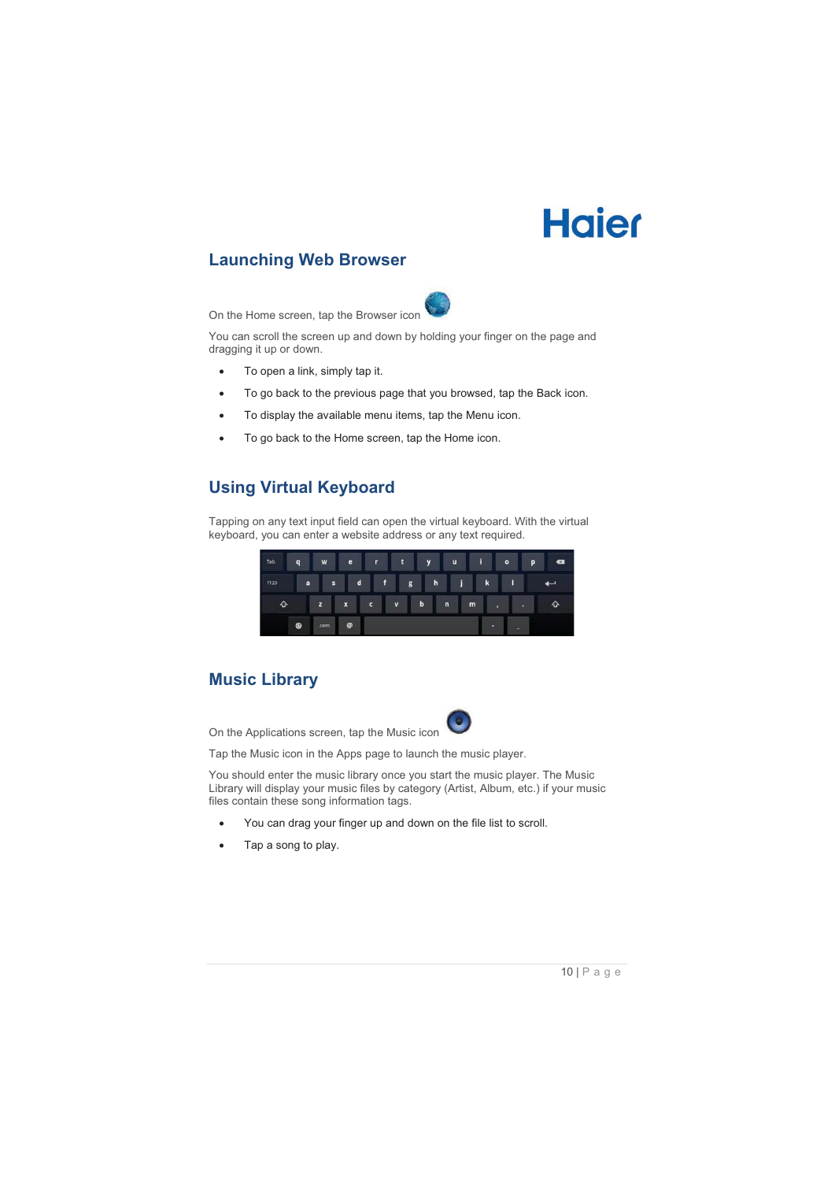## Launching Web Browser

On the Home screen, tap the Browser icon

You can scroll the screen up and down by holding your finger on the page and dragging it up or down.

- To open a link, simply tap it.
- To go back to the previous page that you browsed, tap the Back icon.
- To display the available menu items, tap the Menu icon.
- To go back to the Home screen, tap the Home icon.

## Using Virtual Keyboard

Tapping on any text input field can open the virtual keyboard. With the virtual keyboard, you can enter a website address or any text required.

## Music Library

On the Applications screen, tap the Music icon

Tap the Music icon in the Apps page to launch the music player.

You should enter the music library once you start the music player. The Music Library will display your music files by category (Artist, Album, etc.) if your music files contain these song information tags.

- You can drag your finger up and down on the file list to scroll.
- Tap a song to play.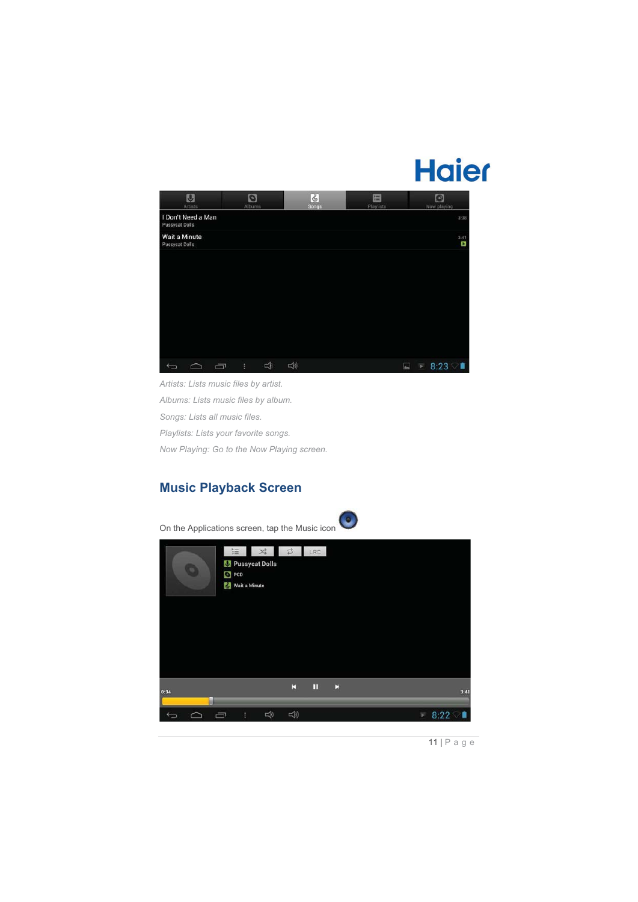*Artists: Lists music files by artist.*

*Albums: Lists music files by album.*

*Songs: Lists all music files.*

*Playlists: Lists your favorite songs.*

*Now Playing: Go to the Now Playing screen.*

## Music Playback Screen

On the Applications screen, tap the Music icon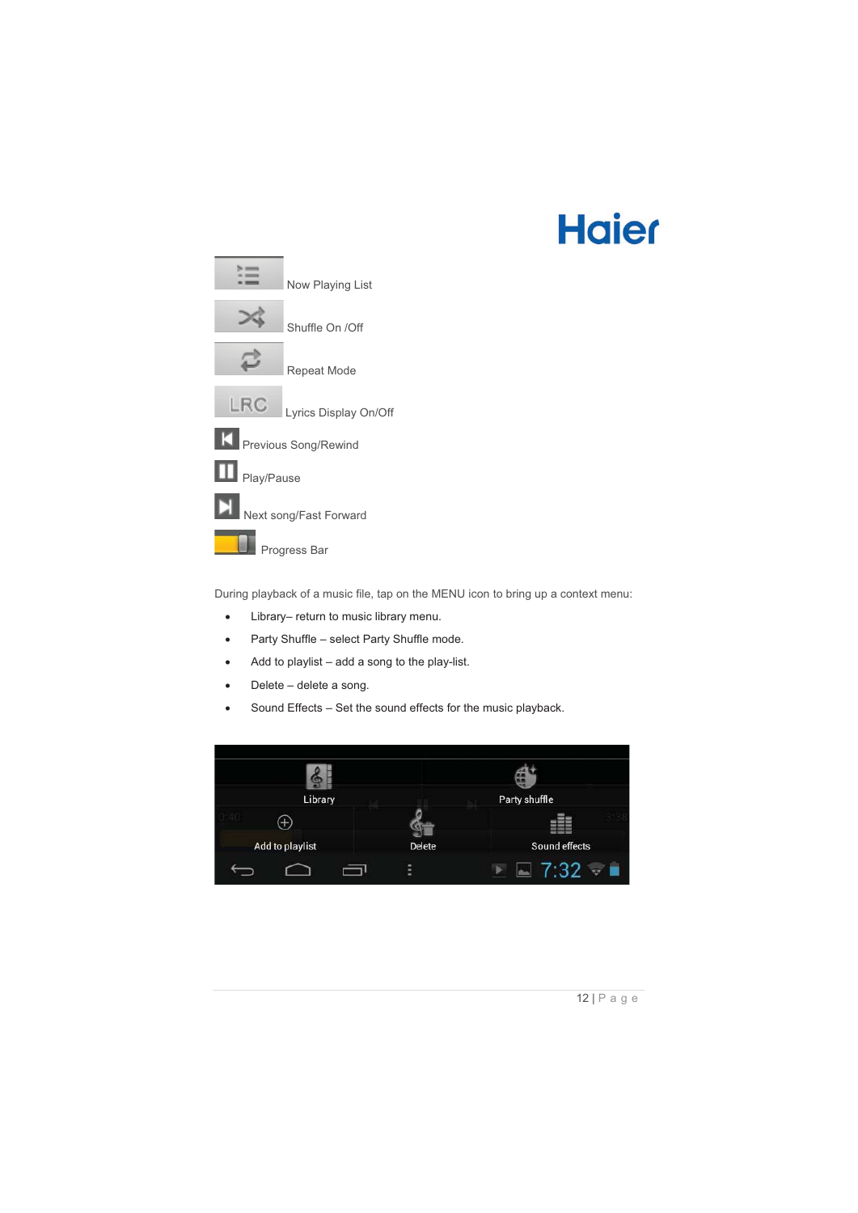Now Playing List

Shuffle On /Off

Repeat Mode

Lyrics Display On/Off

Previous Song/Rewind

Play/Pause

Next song/Fast Forward

Progress Bar

During playback of a music file, tap on the MENU icon to bring up a context menu:

- Library– return to music library menu.
- Party Shuffle – select Party Shuffle mode.
- Add to playlist – add a song to the play-list.
- Delete – delete a song.
- Sound Effects – Set the sound effects for the music playback.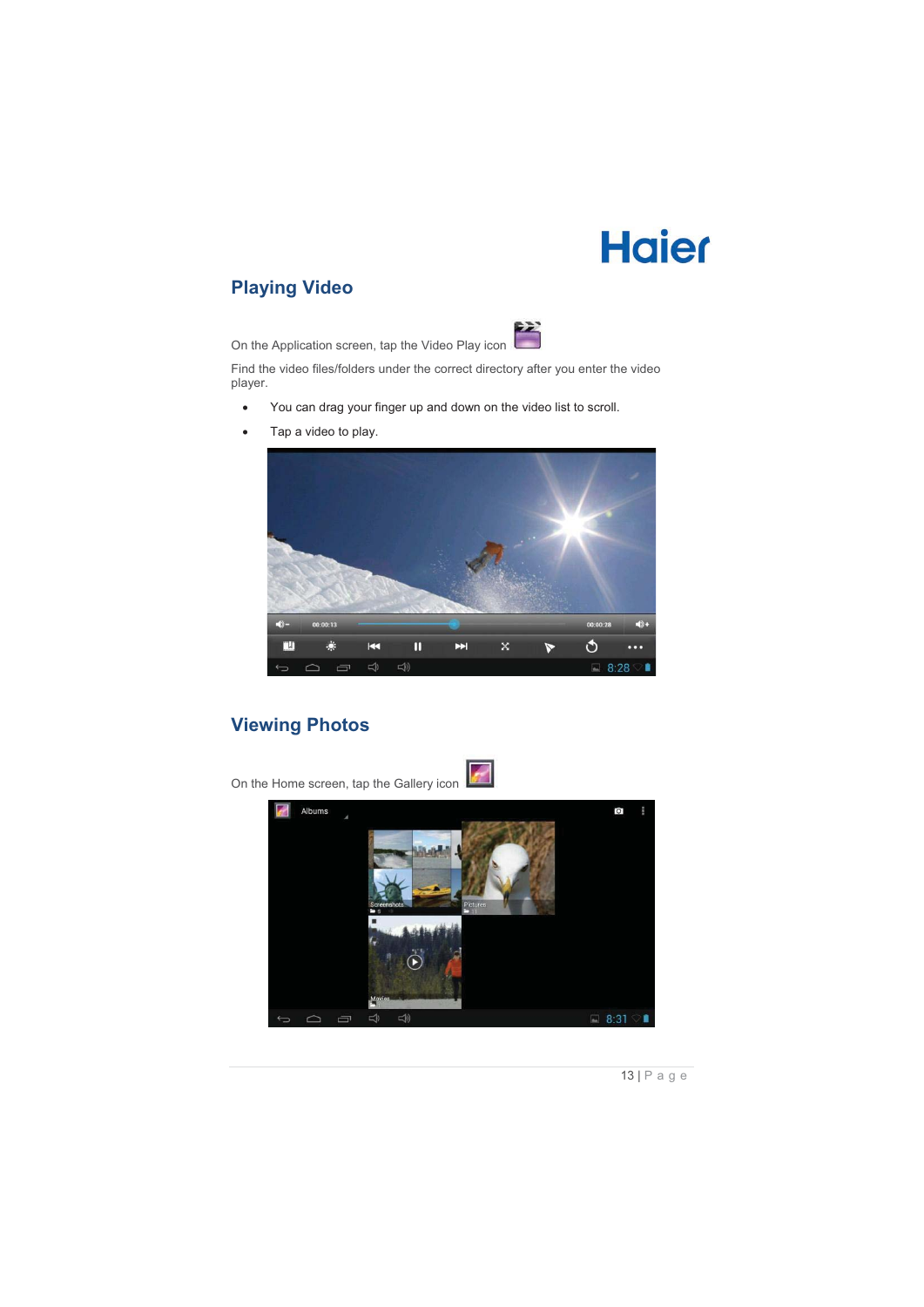## Playing Video

On the Application screen, tap the Video Play icon

Find the video files/folders under the correct directory after you enter the video player.

- You can drag your finger up and down on the video list to scroll.
- Tap a video to play.

## Viewing Photos

On the Home screen, tap the Gallery icon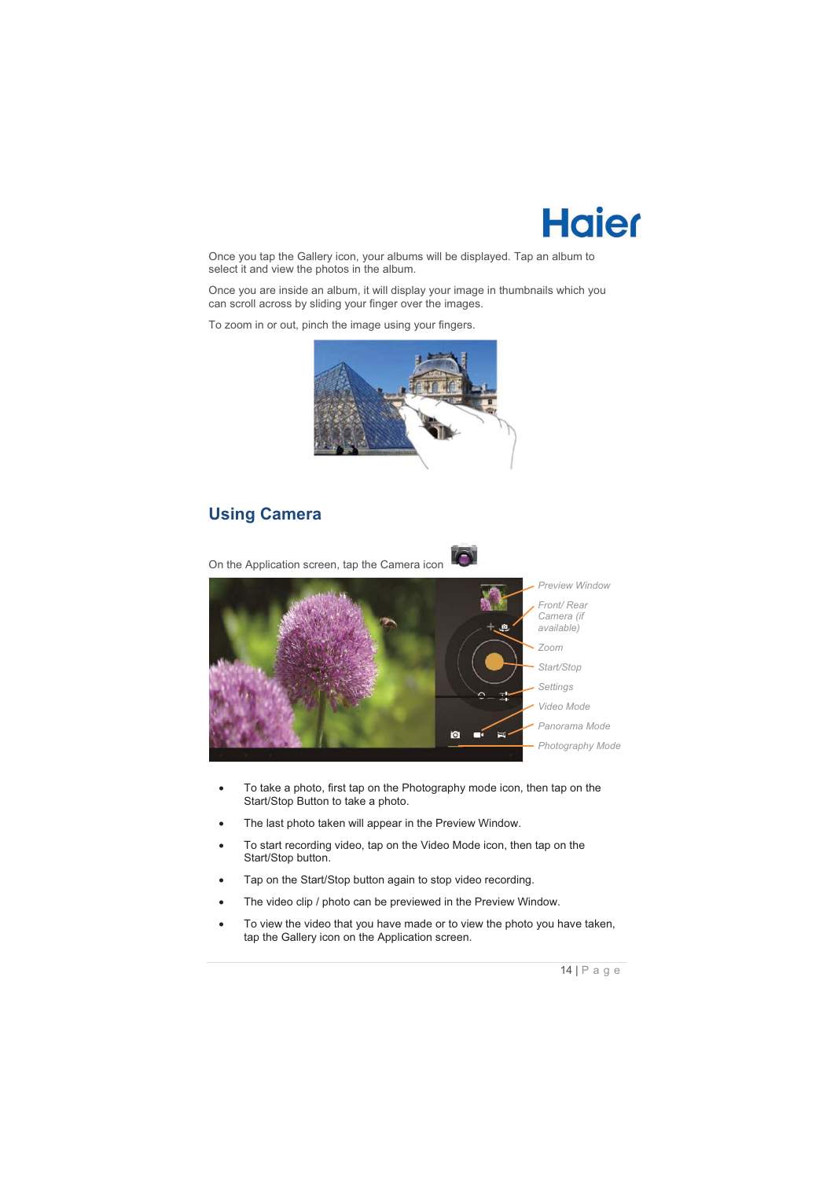Once you tap the Gallery icon, your albums will be displayed. Tap an album to select it and view the photos in the album.

Once you are inside an album, it will display your image in thumbnails which you can scroll across by sliding your finger over the images.

To zoom in or out, pinch the image using your fingers.

## Using Camera

On the Application screen, tap the Camera icon

Preview Window

Front/ Rear Camera (if available)

Zoom

Start/Stop

Settings

Video Mode

Panorama Mode

Photography Mode

- To take a photo, first tap on the Photography mode icon, then tap on the Start/Stop Button to take a photo.
- The last photo taken will appear in the Preview Window.
- To start recording video, tap on the Video Mode icon, then tap on the Start/Stop button.
- Tap on the Start/Stop button again to stop video recording.
- The video clip / photo can be previewed in the Preview Window.
- To view the video that you have made or to view the photo you have taken, tap the Gallery icon on the Application screen.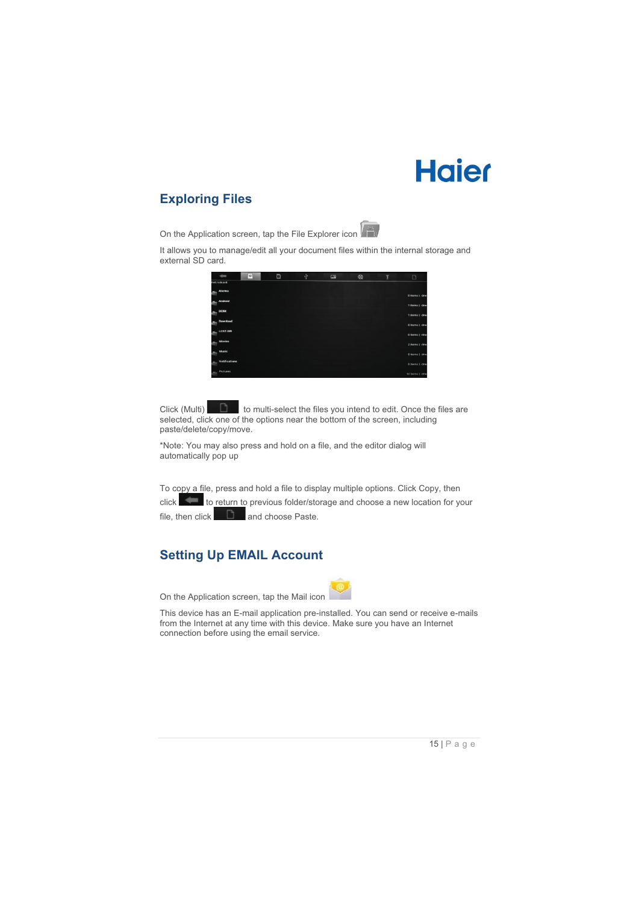## Exploring Files

On the Application screen, tap the File Explorer icon

It allows you to manage/edit all your document files within the internal storage and external SD card.

Click (Multi) to multi-select the files you intend to edit. Once the files are selected, click one of the options near the bottom of the screen, including paste/delete/copy/move.

*Note: You may also press and hold on a file, and the editor dialog will automatically pop up

To copy a file, press and hold a file to display multiple options. Click Copy, then click to return to previous folder/storage and choose a new location for your file, then click and choose Paste.

## Setting Up EMAIL Account

On the Application screen, tap the Mail icon

This device has an E-mail application pre-installed. You can send or receive e-mails from the Internet at any time with this device. Make sure you have an Internet connection before using the email service.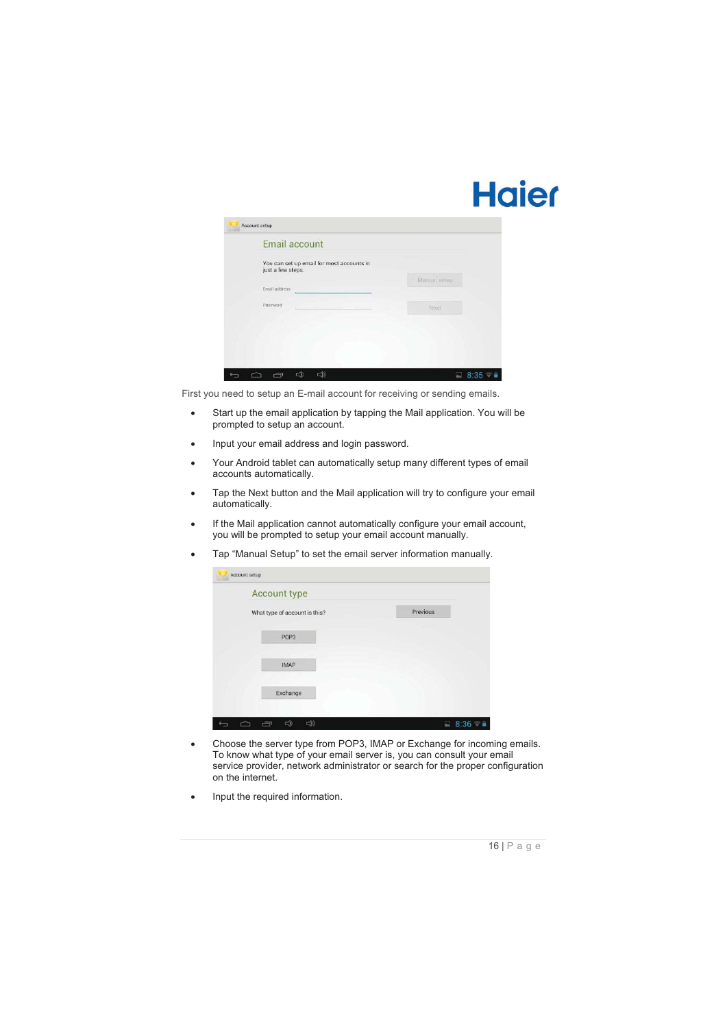First you need to setup an E-mail account for receiving or sending emails.

- Start up the email application by tapping the Mail application. You will be prompted to setup an account.
- Input your email address and login password.
- Your Android tablet can automatically setup many different types of email accounts automatically.
- Tap the Next button and the Mail application will try to configure your email automatically.
- If the Mail application cannot automatically configure your email account, you will be prompted to setup your email account manually.
- Tap “Manual Setup” to set the email server information manually.

- Choose the server type from POP3, IMAP or Exchange for incoming emails. To know what type of your email server is, you can consult your email service provider, network administrator or search for the proper configuration on the internet.
- Input the required information.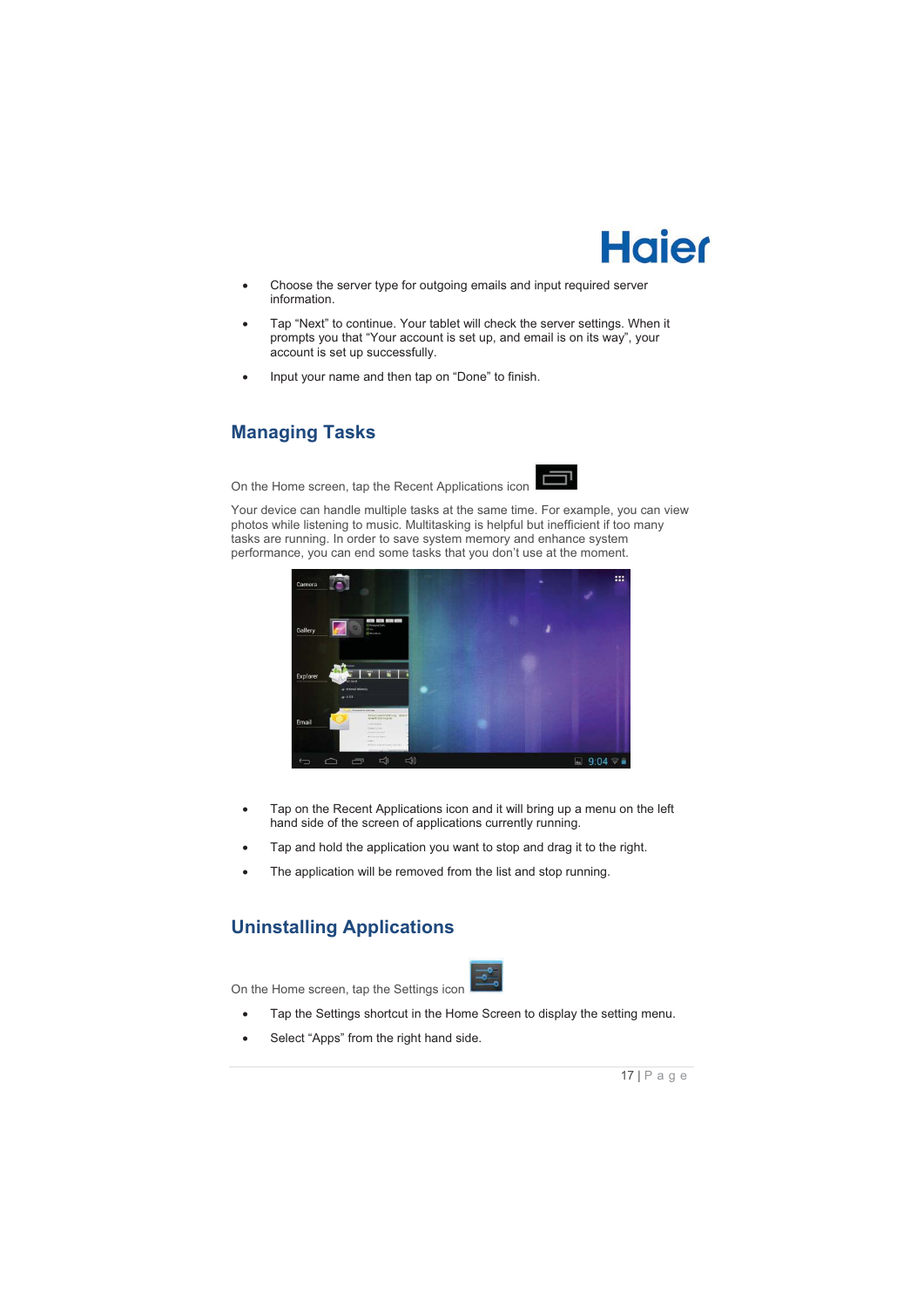- Choose the server type for outgoing emails and input required server information.
- Tap "Next" to continue. Your tablet will check the server settings. When it prompts you that "Your account is set up, and email is on its way", your account is set up successfully.
- Input your name and then tap on "Done" to finish.

## Managing Tasks

On the Home screen, tap the Recent Applications icon

Your device can handle multiple tasks at the same time. For example, you can view photos while listening to music. Multitasking is helpful but inefficient if too many tasks are running. In order to save system memory and enhance system performance, you can end some tasks that you don't use at the moment.

- Tap on the Recent Applications icon and it will bring up a menu on the left hand side of the screen of applications currently running.
- Tap and hold the application you want to stop and drag it to the right.
- The application will be removed from the list and stop running.

## Uninstalling Applications

On the Home screen, tap the Settings icon

- Tap the Settings shortcut in the Home Screen to display the setting menu.
- Select "Apps" from the right hand side.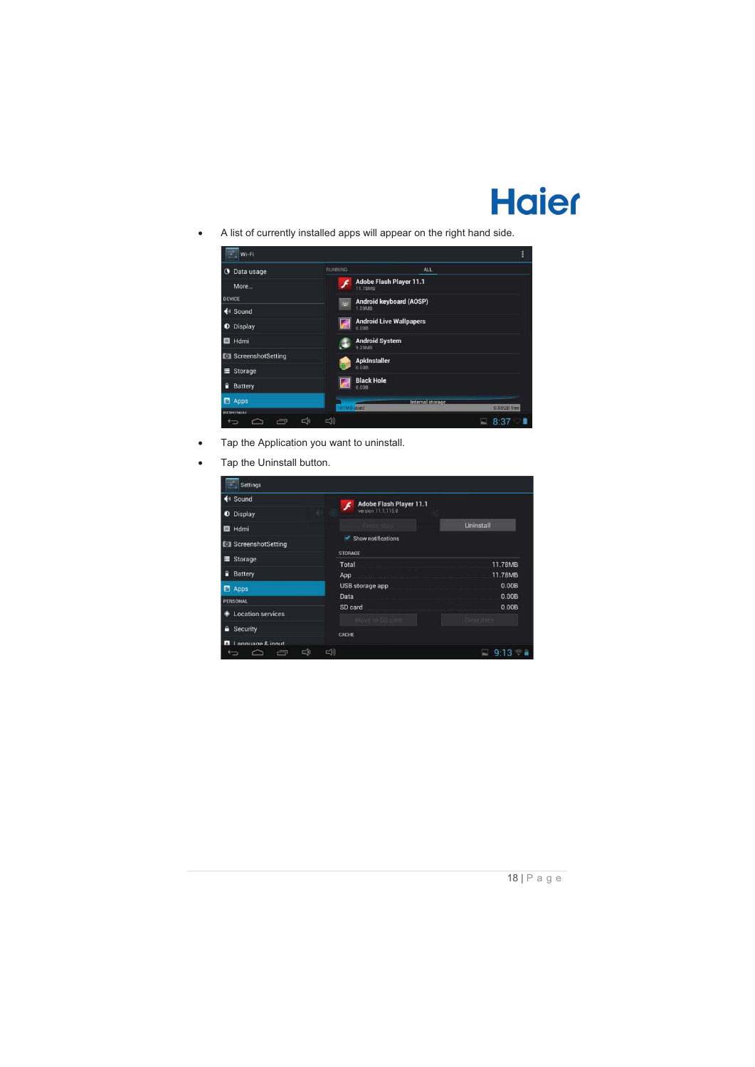- A list of currently installed apps will appear on the right hand side.

- Tap the Application you want to uninstall.
- Tap the Uninstall button.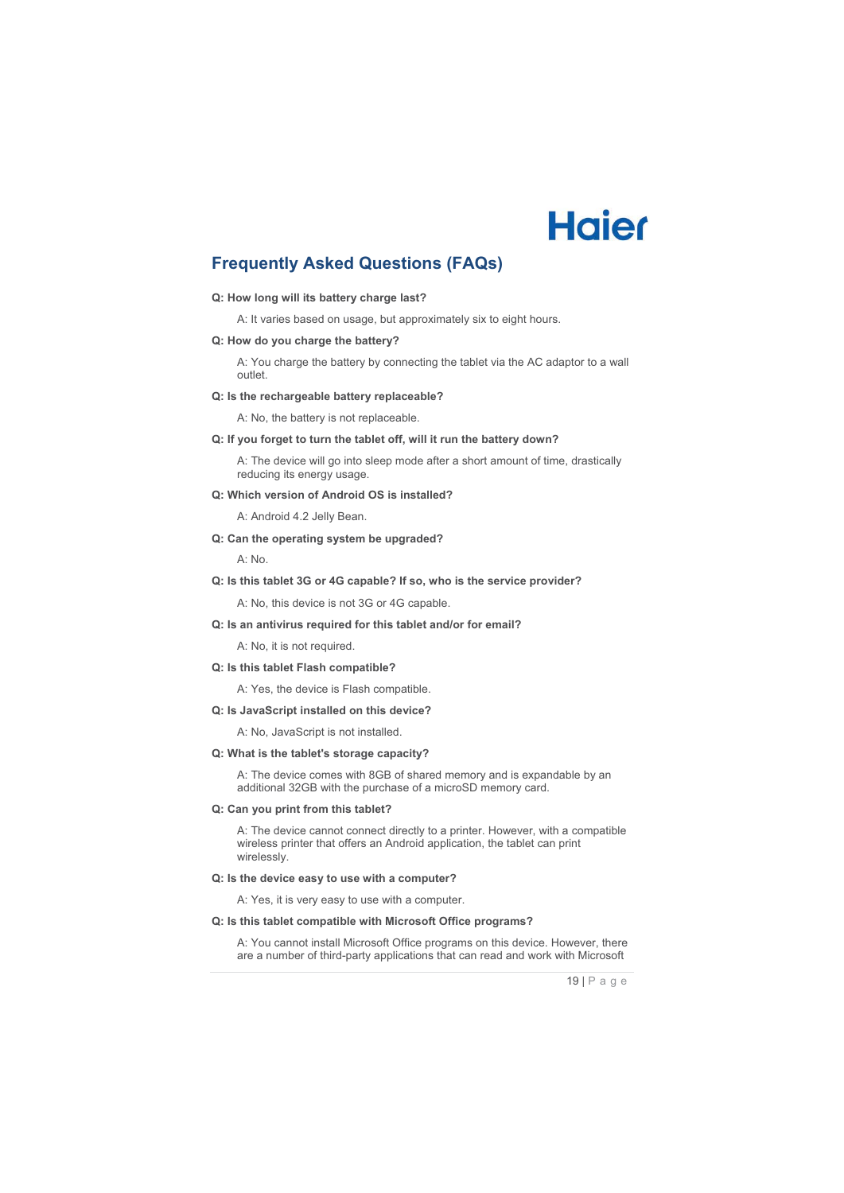## Frequently Asked Questions (FAQs)

**Q: How long will its battery charge last?**

A: It varies based on usage, but approximately six to eight hours.

**Q: How do you charge the battery?**

A: You charge the battery by connecting the tablet via the AC adaptor to a wall outlet.

**Q: Is the rechargeable battery replaceable?**

A: No, the battery is not replaceable.

**Q: If you forget to turn the tablet off, will it run the battery down?**

A: The device will go into sleep mode after a short amount of time, drastically reducing its energy usage.

**Q: Which version of Android OS is installed?**

A: Android 4.2 Jelly Bean.

**Q: Can the operating system be upgraded?**

A: No.

**Q: Is this tablet 3G or 4G capable? If so, who is the service provider?**

A: No, this device is not 3G or 4G capable.

**Q: Is an antivirus required for this tablet and/or for email?**

A: No, it is not required.

**Q: Is this tablet Flash compatible?**

A: Yes, the device is Flash compatible.

**Q: Is JavaScript installed on this device?**

A: No, JavaScript is not installed.

**Q: What is the tablet's storage capacity?**

A: The device comes with 8GB of shared memory and is expandable by an additional 32GB with the purchase of a microSD memory card.

**Q: Can you print from this tablet?**

A: The device cannot connect directly to a printer. However, with a compatible wireless printer that offers an Android application, the tablet can print wirelessly.

**Q: Is the device easy to use with a computer?**

A: Yes, it is very easy to use with a computer.

**Q: Is this tablet compatible with Microsoft Office programs?**

A: You cannot install Microsoft Office programs on this device. However, there are a number of third-party applications that can read and work with Microsoft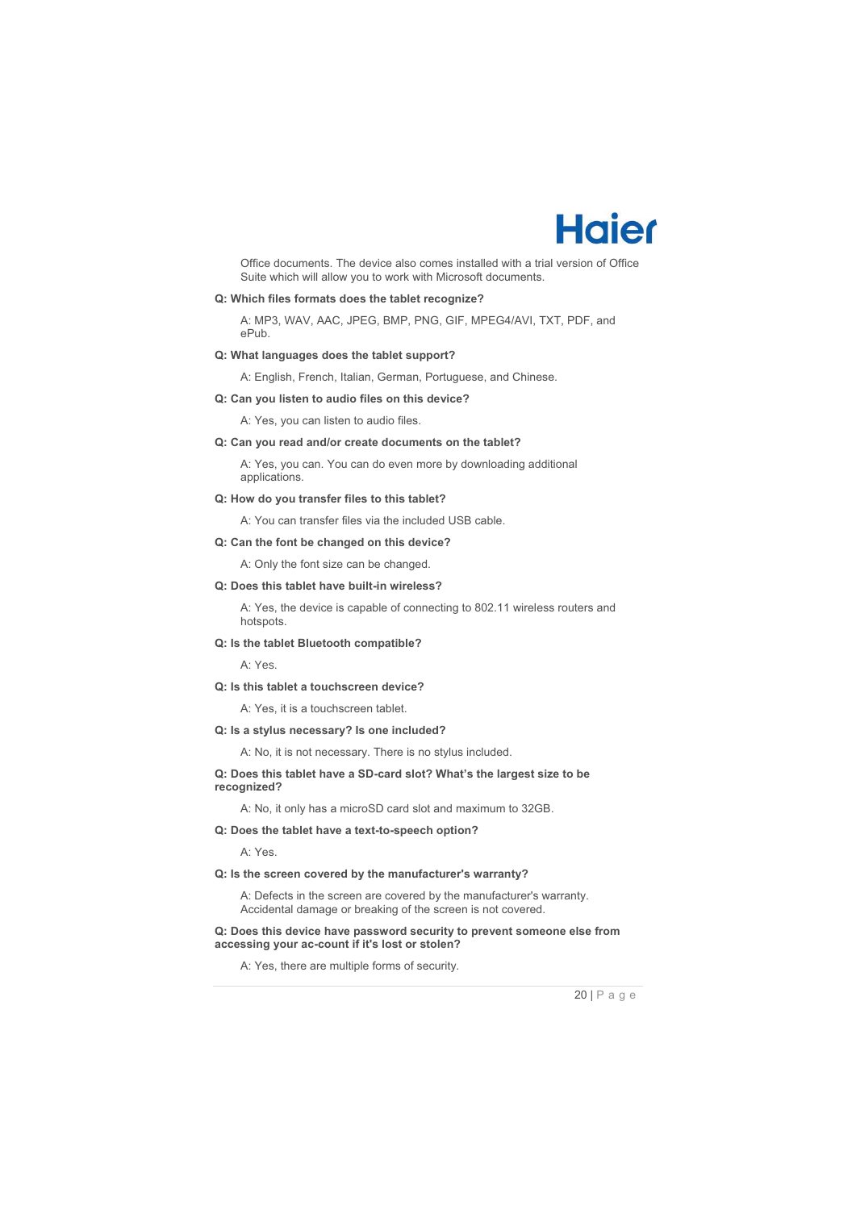Office documents. The device also comes installed with a trial version of Office Suite which will allow you to work with Microsoft documents.

**Q: Which files formats does the tablet recognize?**

A: MP3, WAV, AAC, JPEG, BMP, PNG, GIF, MPEG4/AVI, TXT, PDF, and ePub.

**Q: What languages does the tablet support?**

A: English, French, Italian, German, Portuguese, and Chinese.

**Q: Can you listen to audio files on this device?**

A: Yes, you can listen to audio files.

**Q: Can you read and/or create documents on the tablet?**

A: Yes, you can. You can do even more by downloading additional applications.

**Q: How do you transfer files to this tablet?**

A: You can transfer files via the included USB cable.

**Q: Can the font be changed on this device?**

A: Only the font size can be changed.

**Q: Does this tablet have built-in wireless?**

A: Yes, the device is capable of connecting to 802.11 wireless routers and hotspots.

**Q: Is the tablet Bluetooth compatible?**

A: Yes.

**Q: Is this tablet a touchscreen device?**

A: Yes, it is a touchscreen tablet.

**Q: Is a stylus necessary? Is one included?**

A: No, it is not necessary. There is no stylus included.

**Q: Does this tablet have a SD-card slot? What's the largest size to be recognized?**

A: No, it only has a microSD card slot and maximum to 32GB.

**Q: Does the tablet have a text-to-speech option?**

A: Yes.

**Q: Is the screen covered by the manufacturer's warranty?**

A: Defects in the screen are covered by the manufacturer's warranty. Accidental damage or breaking of the screen is not covered.

**Q: Does this device have password security to prevent someone else from accessing your ac-count if it's lost or stolen?**

A: Yes, there are multiple forms of security.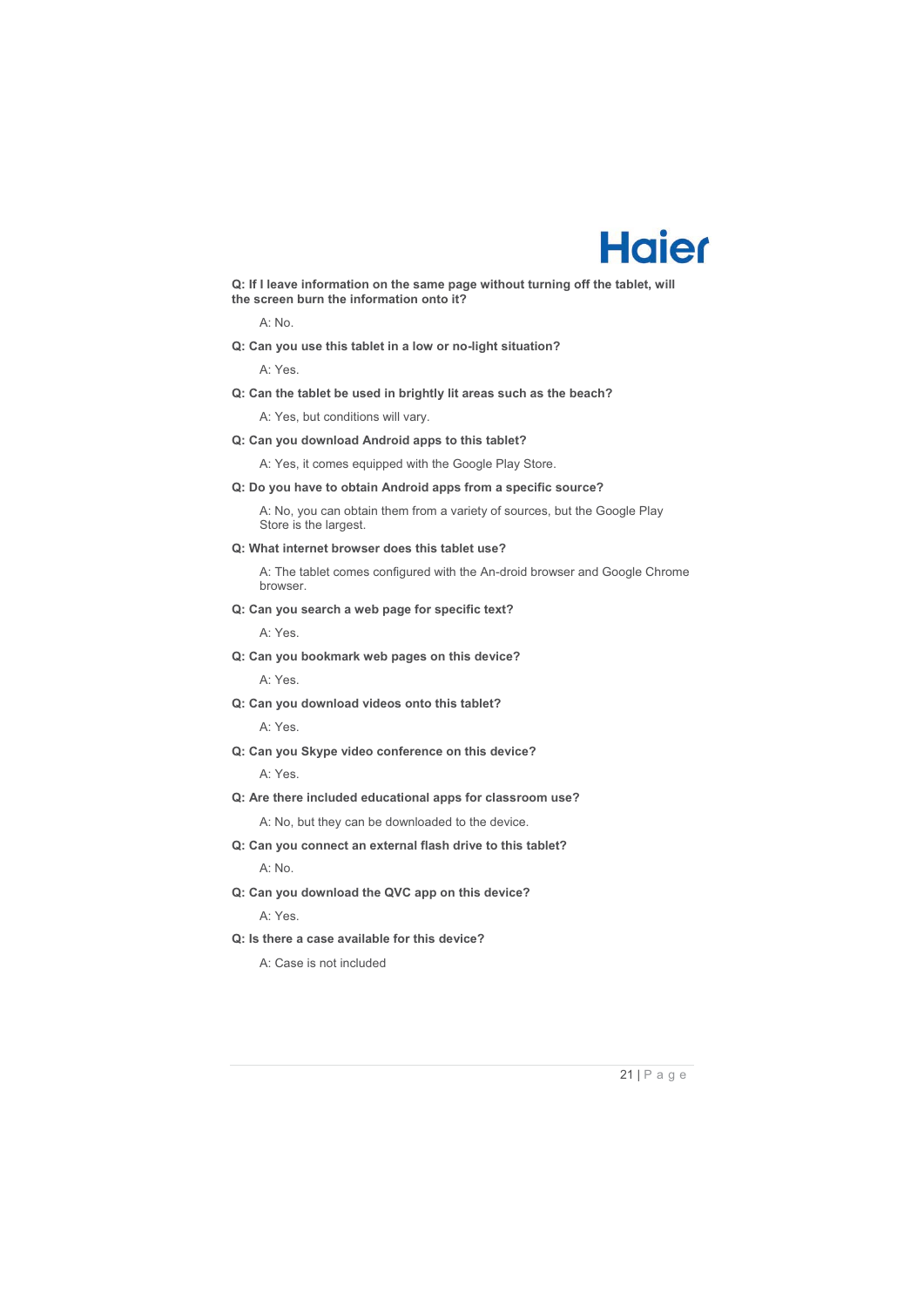**Q: If I leave information on the same page without turning off the tablet, will the screen burn the information onto it?**

A: No.

**Q: Can you use this tablet in a low or no-light situation?**

A: Yes.

**Q: Can the tablet be used in brightly lit areas such as the beach?**

A: Yes, but conditions will vary.

**Q: Can you download Android apps to this tablet?**

A: Yes, it comes equipped with the Google Play Store.

**Q: Do you have to obtain Android apps from a specific source?**

A: No, you can obtain them from a variety of sources, but the Google Play Store is the largest.

**Q: What internet browser does this tablet use?**

A: The tablet comes configured with the An-droid browser and Google Chrome browser.

**Q: Can you search a web page for specific text?**

A: Yes.

**Q: Can you bookmark web pages on this device?**

A: Yes.

**Q: Can you download videos onto this tablet?**

A: Yes.

**Q: Can you Skype video conference on this device?**

A: Yes.

**Q: Are there included educational apps for classroom use?**

A: No, but they can be downloaded to the device.

**Q: Can you connect an external flash drive to this tablet?**

A: No.

**Q: Can you download the QVC app on this device?**

A: Yes.

**Q: Is there a case available for this device?**

A: Case is not included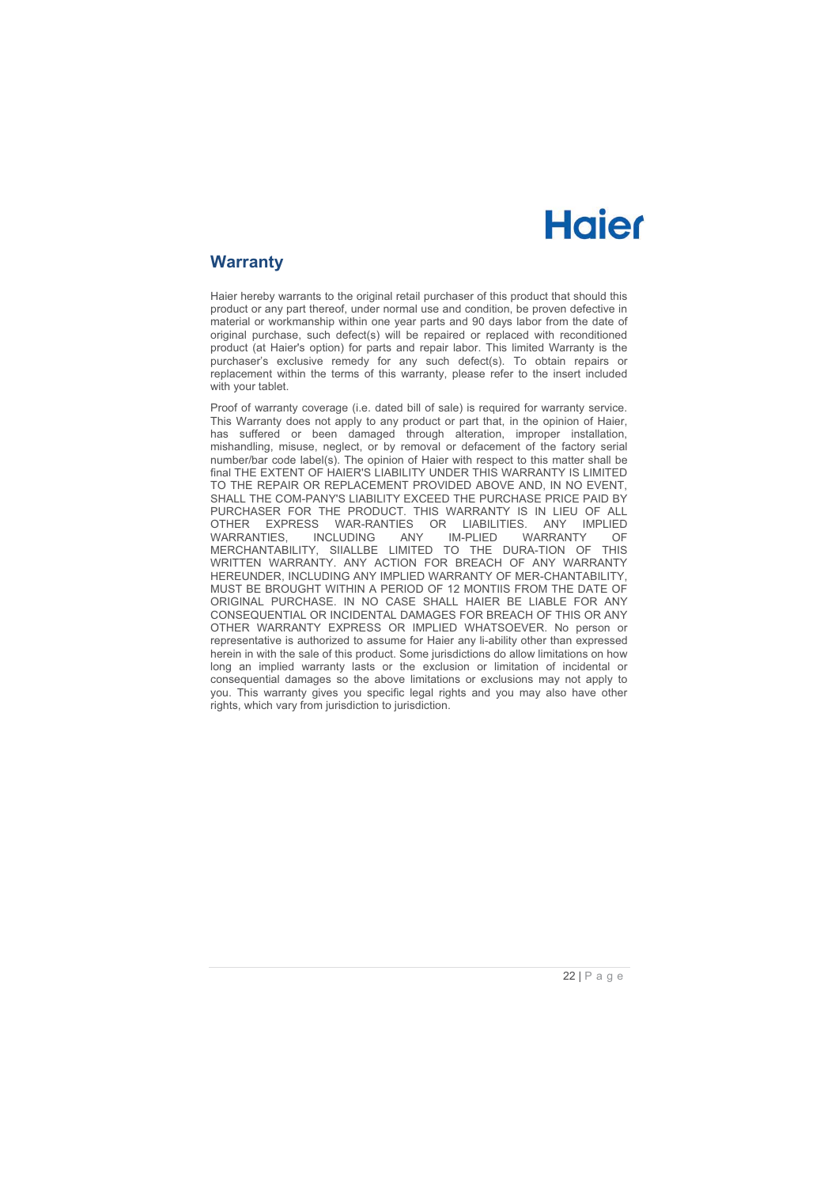## Warranty

Haier hereby warrants to the original retail purchaser of this product that should this product or any part thereof, under normal use and condition, be proven defective in material or workmanship within one year parts and 90 days labor from the date of original purchase, such defect(s) will be repaired or replaced with reconditioned product (at Haier's option) for parts and repair labor. This limited Warranty is the purchaser's exclusive remedy for any such defect(s). To obtain repairs or replacement within the terms of this warranty, please refer to the insert included with your tablet.

Proof of warranty coverage (i.e. dated bill of sale) is required for warranty service. This Warranty does not apply to any product or part that, in the opinion of Haier, has suffered or been damaged through alteration, improper installation, mishandling, misuse, neglect, or by removal or defacement of the factory serial number/bar code label(s). The opinion of Haier with respect to this matter shall be final THE EXTENT OF HAIER'S LIABILITY UNDER THIS WARRANTY IS LIMITED TO THE REPAIR OR REPLACEMENT PROVIDED ABOVE AND, IN NO EVENT, SHALL THE COM-PANY'S LIABILITY EXCEED THE PURCHASE PRICE PAID BY PURCHASER FOR THE PRODUCT. THIS WARRANTY IS IN LIEU OF ALL OTHER EXPRESS WAR-RANTIES OR LIABILITIES. ANY IMPLIED WARRANTIES, INCLUDING ANY IM-PLIED WARRANTY OF MERCHANTABILITY, SIIALLBE LIMITED TO THE DURA-TION OF THIS WRITTEN WARRANTY. ANY ACTION FOR BREACH OF ANY WARRANTY HEREUNDER, INCLUDING ANY IMPLIED WARRANTY OF MER-CHANTABILITY, MUST BE BROUGHT WITHIN A PERIOD OF 12 MONTIIS FROM THE DATE OF ORIGINAL PURCHASE. IN NO CASE SHALL HAIER BE LIABLE FOR ANY CONSEQUENTIAL OR INCIDENTAL DAMAGES FOR BREACH OF THIS OR ANY OTHER WARRANTY EXPRESS OR IMPLIED WHATSOEVER. No person or representative is authorized to assume for Haier any li-ability other than expressed herein in with the sale of this product. Some jurisdictions do allow limitations on how long an implied warranty lasts or the exclusion or limitation of incidental or consequential damages so the above limitations or exclusions may not apply to you. This warranty gives you specific legal rights and you may also have other rights, which vary from jurisdiction to jurisdiction.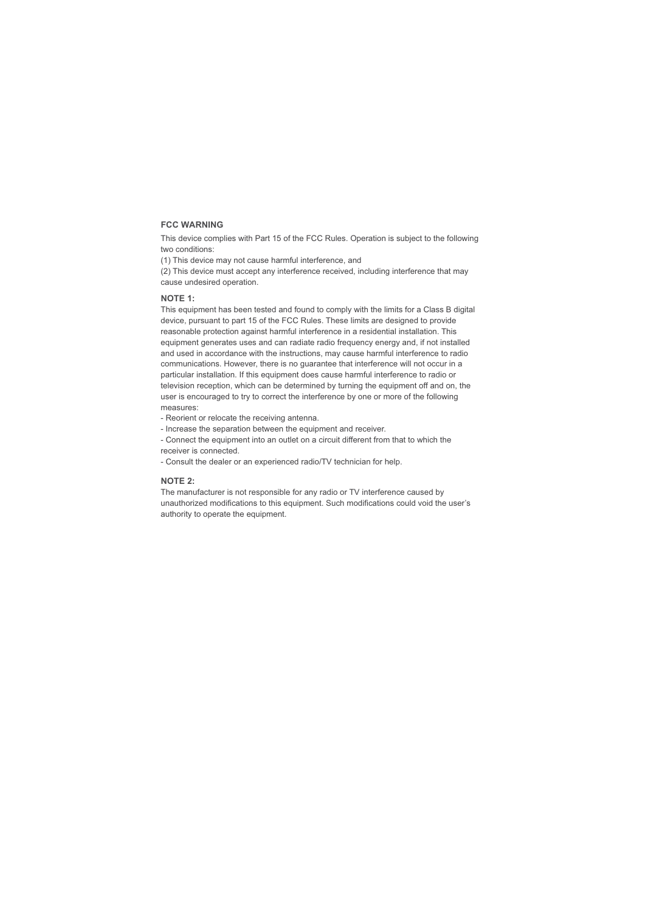## FCC WARNING

This device complies with Part 15 of the FCC Rules. Operation is subject to the following two conditions:

(1) This device may not cause harmful interference, and

(2) This device must accept any interference received, including interference that may cause undesired operation.

### NOTE 1:

This equipment has been tested and found to comply with the limits for a Class B digital device, pursuant to part 15 of the FCC Rules. These limits are designed to provide reasonable protection against harmful interference in a residential installation. This equipment generates uses and can radiate radio frequency energy and, if not installed and used in accordance with the instructions, may cause harmful interference to radio communications. However, there is no guarantee that interference will not occur in a particular installation. If this equipment does cause harmful interference to radio or television reception, which can be determined by turning the equipment off and on, the user is encouraged to try to correct the interference by one or more of the following measures:

- Reorient or relocate the receiving antenna.
- Increase the separation between the equipment and receiver.
- Connect the equipment into an outlet on a circuit different from that to which the receiver is connected.
- Consult the dealer or an experienced radio/TV technician for help.

### NOTE 2:

The manufacturer is not responsible for any radio or TV interference caused by unauthorized modifications to this equipment. Such modifications could void the user's authority to operate the equipment.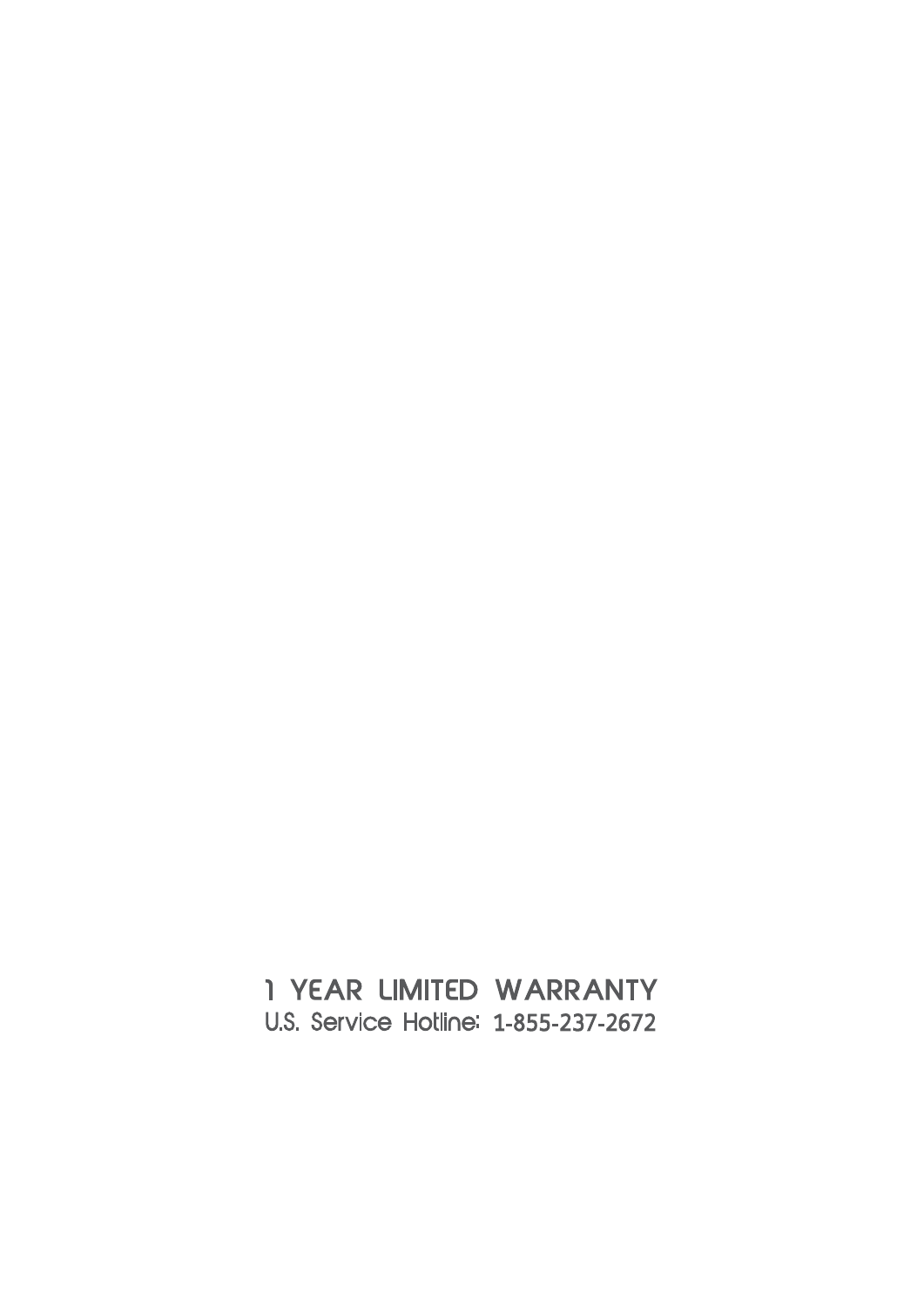**1 YEAR LIMITED WARRANTY**

U.S. Service Hotline: 1-855-237-2672